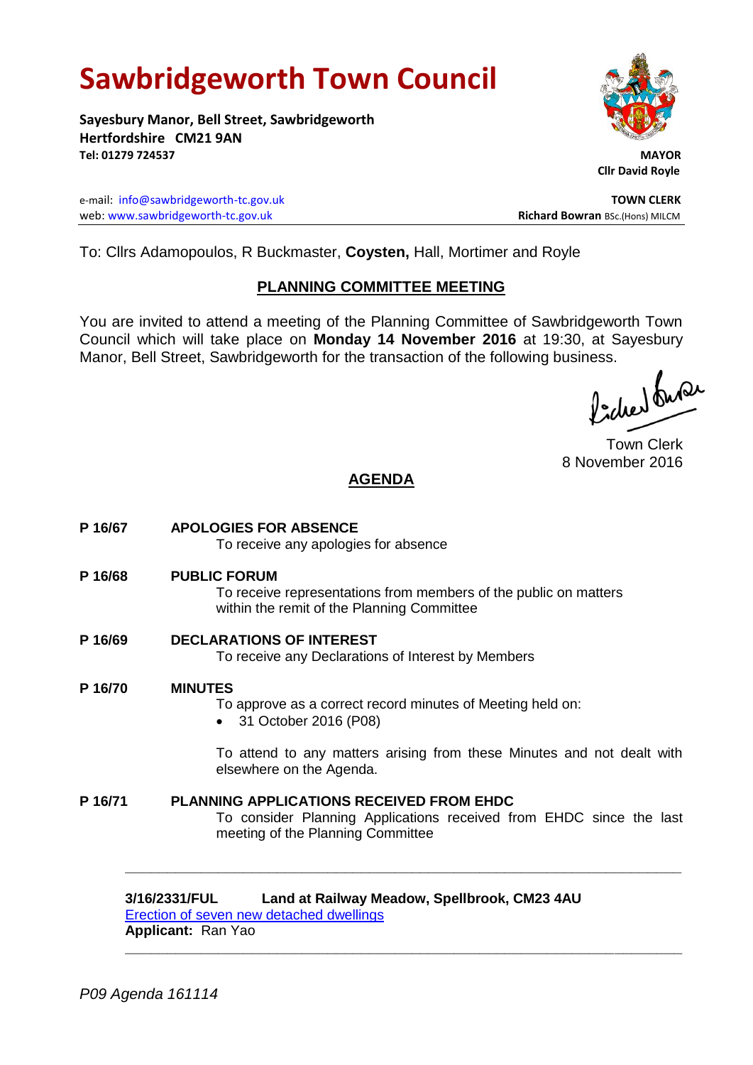# Sawbridgeworth Town Council

**Sayesbury Manor, Bell Street, Sawbridgeworth**
**Hertfordshire CM21 9AN**
**Tel: 01279 724537**

**MAYOR**
**Cllr David Royle**

e-mail: info@sawbridgeworth-tc.gov.uk
web: www.sawbridgeworth-tc.gov.uk

**TOWN CLERK**
**Richard Bowran** BSc.(Hons) MILCM

To: Cllrs Adamopoulos, R Buckmaster, **Coysten,** Hall, Mortimer and Royle

## PLANNING COMMITTEE MEETING

You are invited to attend a meeting of the Planning Committee of Sawbridgeworth Town Council which will take place on **Monday 14 November 2016** at 19:30, at Sayesbury Manor, Bell Street, Sawbridgeworth for the transaction of the following business.

Town Clerk
8 November 2016

## AGENDA

**P 16/67 APOLOGIES FOR ABSENCE**
To receive any apologies for absence

**P 16/68 PUBLIC FORUM**
To receive representations from members of the public on matters within the remit of the Planning Committee

**P 16/69 DECLARATIONS OF INTEREST**
To receive any Declarations of Interest by Members

**P 16/70 MINUTES**
To approve as a correct record minutes of Meeting held on:

- 31 October 2016 (P08)

To attend to any matters arising from these Minutes and not dealt with elsewhere on the Agenda.

**P 16/71 PLANNING APPLICATIONS RECEIVED FROM EHDC**
To consider Planning Applications received from EHDC since the last meeting of the Planning Committee

---

**3/16/2331/FUL Land at Railway Meadow, Spellbrook, CM23 4AU**
Erection of seven new detached dwellings
**Applicant:** Ran Yao

---

*P09 Agenda 161114*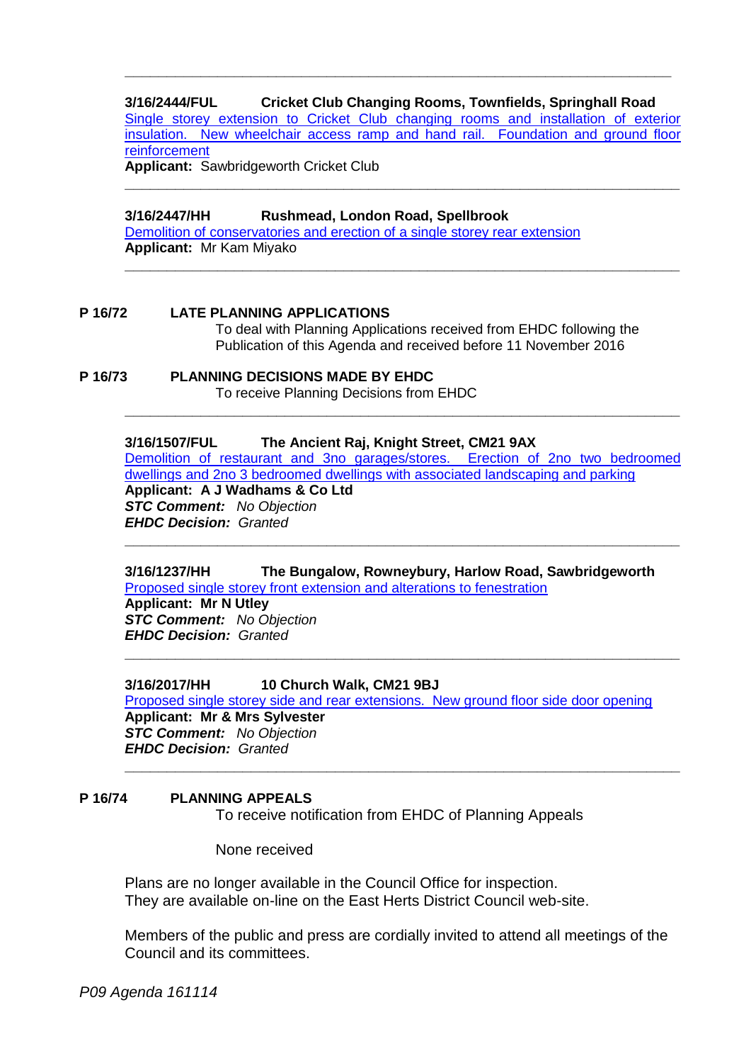---

**3/16/2444/FUL Cricket Club Changing Rooms, Townfields, Springhall Road**

Single storey extension to Cricket Club changing rooms and installation of exterior insulation. New wheelchair access ramp and hand rail. Foundation and ground floor reinforcement

**Applicant:** Sawbridgeworth Cricket Club

---

**3/16/2447/HH Rushmead, London Road, Spellbrook**

Demolition of conservatories and erection of a single storey rear extension

**Applicant:** Mr Kam Miyako

---

**P 16/72 LATE PLANNING APPLICATIONS**

To deal with Planning Applications received from EHDC following the Publication of this Agenda and received before 11 November 2016

**P 16/73 PLANNING DECISIONS MADE BY EHDC**

To receive Planning Decisions from EHDC

---

**3/16/1507/FUL The Ancient Raj, Knight Street, CM21 9AX**

Demolition of restaurant and 3no garages/stores. Erection of 2no two bedroomed dwellings and 2no 3 bedroomed dwellings with associated landscaping and parking

**Applicant: A J Wadhams & Co Ltd**
***STC Comment:*** *No Objection*
***EHDC Decision:*** *Granted*

---

**3/16/1237/HH The Bungalow, Rowneybury, Harlow Road, Sawbridgeworth**

Proposed single storey front extension and alterations to fenestration

**Applicant: Mr N Utley**
***STC Comment:*** *No Objection*
***EHDC Decision:*** *Granted*

---

**3/16/2017/HH 10 Church Walk, CM21 9BJ**

Proposed single storey side and rear extensions. New ground floor side door opening

**Applicant: Mr & Mrs Sylvester**
***STC Comment:*** *No Objection*
***EHDC Decision:*** *Granted*

---

**P 16/74 PLANNING APPEALS**

To receive notification from EHDC of Planning Appeals

None received

Plans are no longer available in the Council Office for inspection.
They are available on-line on the East Herts District Council web-site.

Members of the public and press are cordially invited to attend all meetings of the Council and its committees.

*P09 Agenda 161114*